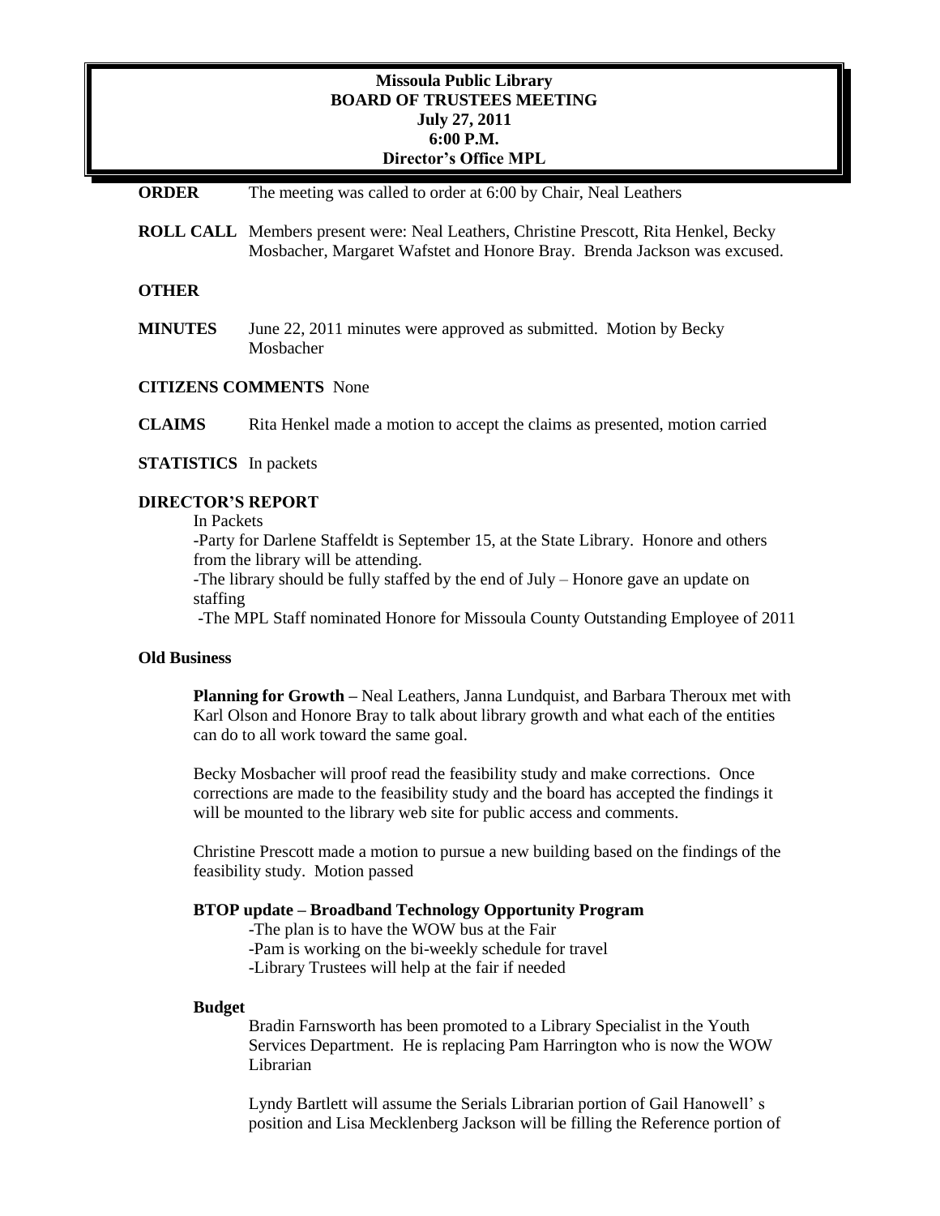**Missoula Public Library**
**BOARD OF TRUSTEES MEETING**
**July 27, 2011**
**6:00 P.M.**
**Director's Office MPL**

**ORDER** The meeting was called to order at 6:00 by Chair, Neal Leathers

**ROLL CALL** Members present were: Neal Leathers, Christine Prescott, Rita Henkel, Becky Mosbacher, Margaret Wafstet and Honore Bray. Brenda Jackson was excused.

**OTHER**

**MINUTES** June 22, 2011 minutes were approved as submitted. Motion by Becky Mosbacher

**CITIZENS COMMENTS** None

**CLAIMS** Rita Henkel made a motion to accept the claims as presented, motion carried

**STATISTICS** In packets

**DIRECTOR'S REPORT**

In Packets

-Party for Darlene Staffeldt is September 15, at the State Library. Honore and others from the library will be attending.

-The library should be fully staffed by the end of July – Honore gave an update on staffing

-The MPL Staff nominated Honore for Missoula County Outstanding Employee of 2011

**Old Business**

**Planning for Growth –** Neal Leathers, Janna Lundquist, and Barbara Theroux met with Karl Olson and Honore Bray to talk about library growth and what each of the entities can do to all work toward the same goal.

Becky Mosbacher will proof read the feasibility study and make corrections. Once corrections are made to the feasibility study and the board has accepted the findings it will be mounted to the library web site for public access and comments.

Christine Prescott made a motion to pursue a new building based on the findings of the feasibility study. Motion passed

**BTOP update – Broadband Technology Opportunity Program**

-The plan is to have the WOW bus at the Fair
-Pam is working on the bi-weekly schedule for travel
-Library Trustees will help at the fair if needed

**Budget**

Bradin Farnsworth has been promoted to a Library Specialist in the Youth Services Department. He is replacing Pam Harrington who is now the WOW Librarian

Lyndy Bartlett will assume the Serials Librarian portion of Gail Hanowell' s position and Lisa Mecklenberg Jackson will be filling the Reference portion of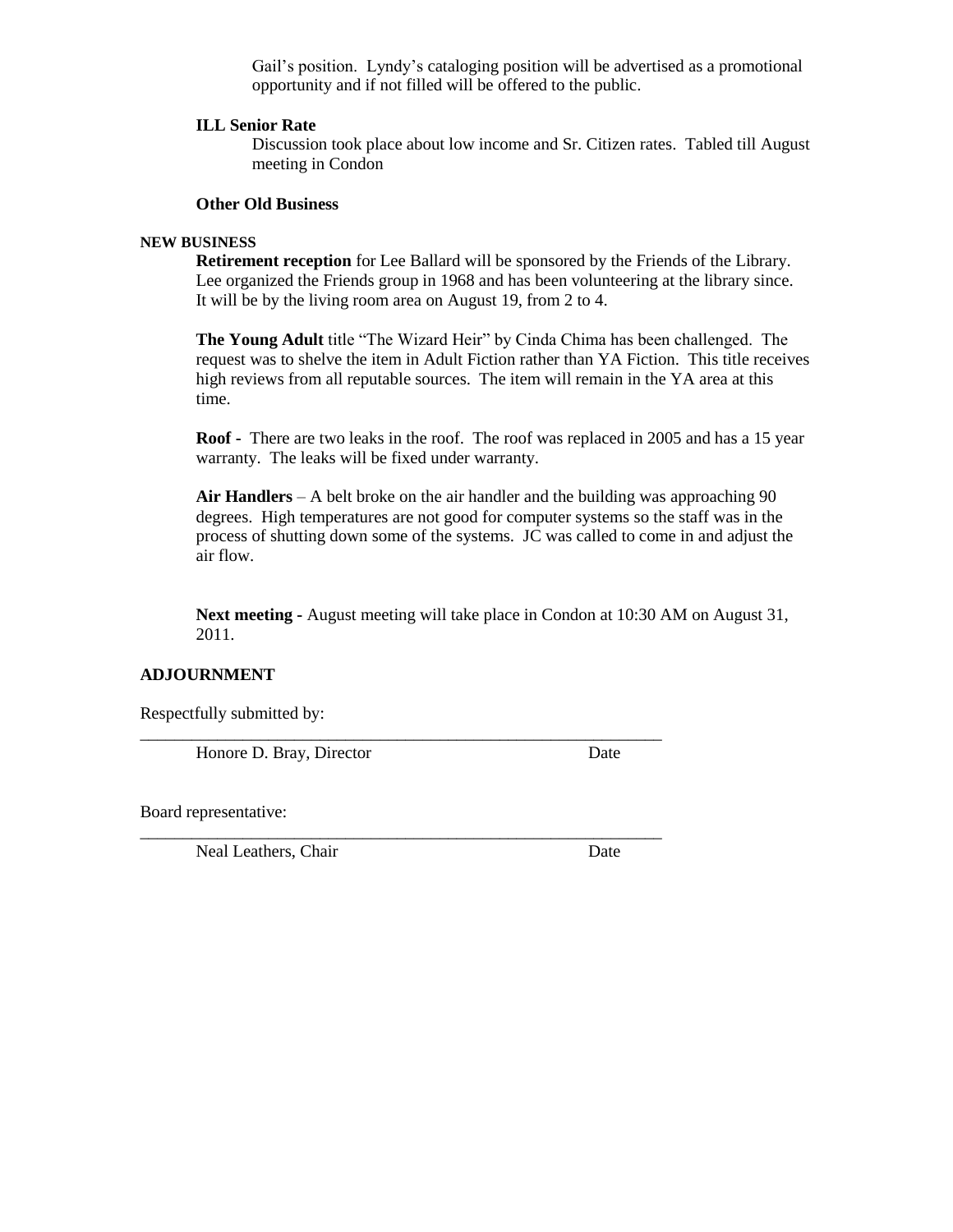Gail's position. Lyndy's cataloging position will be advertised as a promotional opportunity and if not filled will be offered to the public.

**ILL Senior Rate**

Discussion took place about low income and Sr. Citizen rates. Tabled till August meeting in Condon

**Other Old Business**

**NEW BUSINESS**

**Retirement reception** for Lee Ballard will be sponsored by the Friends of the Library. Lee organized the Friends group in 1968 and has been volunteering at the library since. It will be by the living room area on August 19, from 2 to 4.

**The Young Adult** title "The Wizard Heir" by Cinda Chima has been challenged. The request was to shelve the item in Adult Fiction rather than YA Fiction. This title receives high reviews from all reputable sources. The item will remain in the YA area at this time.

**Roof -** There are two leaks in the roof. The roof was replaced in 2005 and has a 15 year warranty. The leaks will be fixed under warranty.

**Air Handlers** – A belt broke on the air handler and the building was approaching 90 degrees. High temperatures are not good for computer systems so the staff was in the process of shutting down some of the systems. JC was called to come in and adjust the air flow.

**Next meeting -** August meeting will take place in Condon at 10:30 AM on August 31, 2011.

**ADJOURNMENT**

Respectfully submitted by:

_______________________________________________________________

Honore D. Bray, Director Date

Board representative:

_______________________________________________________________

Neal Leathers, Chair Date